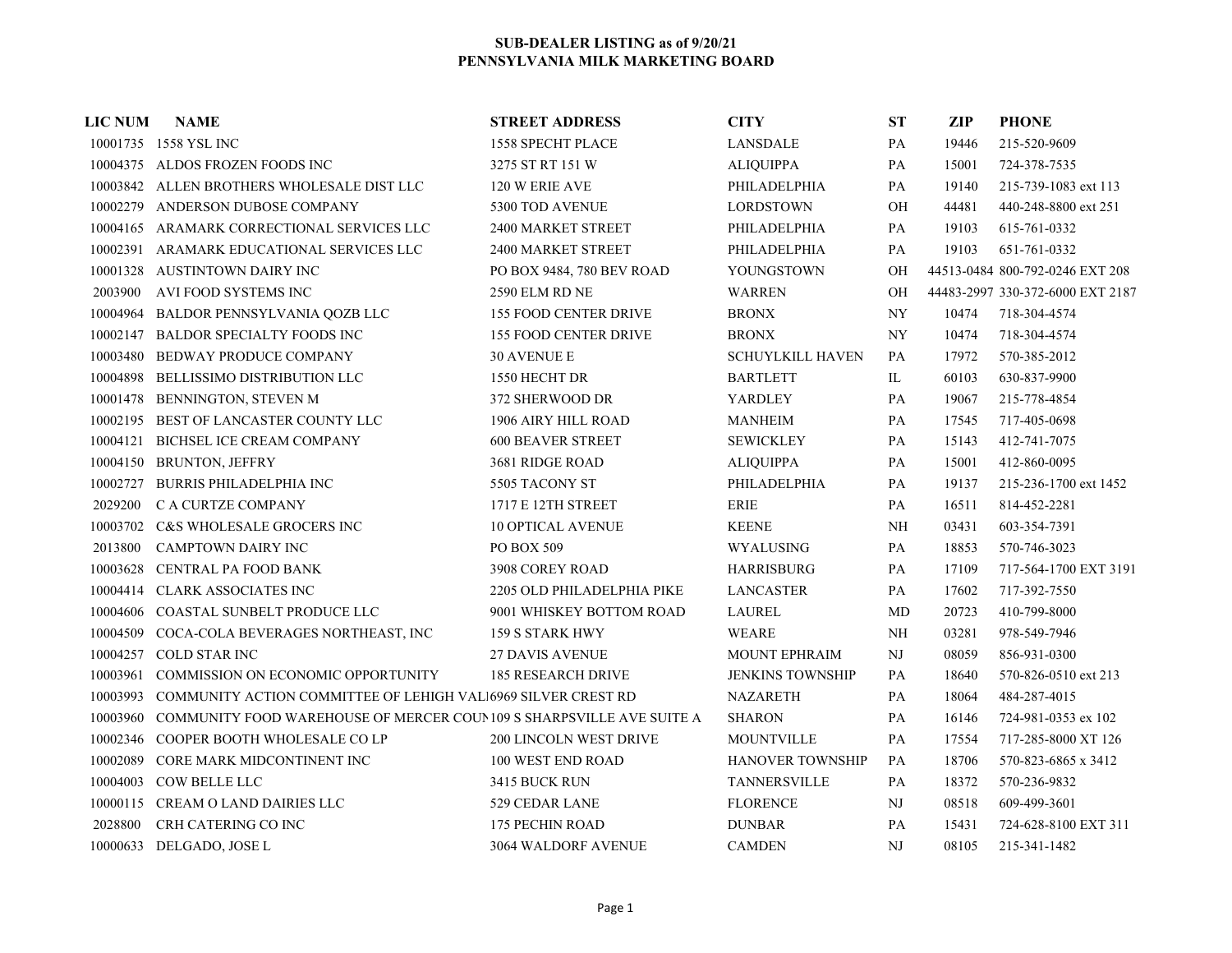# SUB-DEALER LISTING as of 9/20/21
# PENNSYLVANIA MILK MARKETING BOARD

| LIC NUM | NAME | STREET ADDRESS | CITY | ST | ZIP | PHONE |
|---|---|---|---|---|---|---|
| 10001735 | 1558 YSL INC | 1558 SPECHT PLACE | LANSDALE | PA | 19446 | 215-520-9609 |
| 10004375 | ALDOS FROZEN FOODS INC | 3275 ST RT 151 W | ALIQUIPPA | PA | 15001 | 724-378-7535 |
| 10003842 | ALLEN BROTHERS WHOLESALE DIST LLC | 120 W ERIE AVE | PHILADELPHIA | PA | 19140 | 215-739-1083 ext 113 |
| 10002279 | ANDERSON DUBOSE COMPANY | 5300 TOD AVENUE | LORDSTOWN | OH | 44481 | 440-248-8800 ext 251 |
| 10004165 | ARAMARK CORRECTIONAL SERVICES LLC | 2400 MARKET STREET | PHILADELPHIA | PA | 19103 | 615-761-0332 |
| 10002391 | ARAMARK EDUCATIONAL SERVICES LLC | 2400 MARKET STREET | PHILADELPHIA | PA | 19103 | 651-761-0332 |
| 10001328 | AUSTINTOWN DAIRY INC | PO BOX 9484, 780 BEV ROAD | YOUNGSTOWN | OH | 44513-0484 | 800-792-0246 EXT 208 |
| 2003900 | AVI FOOD SYSTEMS INC | 2590 ELM RD NE | WARREN | OH | 44483-2997 | 330-372-6000 EXT 2187 |
| 10004964 | BALDOR PENNSYLVANIA QOZB LLC | 155 FOOD CENTER DRIVE | BRONX | NY | 10474 | 718-304-4574 |
| 10002147 | BALDOR SPECIALTY FOODS INC | 155 FOOD CENTER DRIVE | BRONX | NY | 10474 | 718-304-4574 |
| 10003480 | BEDWAY PRODUCE COMPANY | 30 AVENUE E | SCHUYLKILL HAVEN | PA | 17972 | 570-385-2012 |
| 10004898 | BELLISSIMO DISTRIBUTION LLC | 1550 HECHT DR | BARTLETT | IL | 60103 | 630-837-9900 |
| 10001478 | BENNINGTON, STEVEN M | 372 SHERWOOD DR | YARDLEY | PA | 19067 | 215-778-4854 |
| 10002195 | BEST OF LANCASTER COUNTY LLC | 1906 AIRY HILL ROAD | MANHEIM | PA | 17545 | 717-405-0698 |
| 10004121 | BICHSEL ICE CREAM COMPANY | 600 BEAVER STREET | SEWICKLEY | PA | 15143 | 412-741-7075 |
| 10004150 | BRUNTON, JEFFRY | 3681 RIDGE ROAD | ALIQUIPPA | PA | 15001 | 412-860-0095 |
| 10002727 | BURRIS PHILADELPHIA INC | 5505 TACONY ST | PHILADELPHIA | PA | 19137 | 215-236-1700 ext 1452 |
| 2029200 | C A CURTZE COMPANY | 1717 E 12TH STREET | ERIE | PA | 16511 | 814-452-2281 |
| 10003702 | C&S WHOLESALE GROCERS INC | 10 OPTICAL AVENUE | KEENE | NH | 03431 | 603-354-7391 |
| 2013800 | CAMPTOWN DAIRY INC | PO BOX 509 | WYALUSING | PA | 18853 | 570-746-3023 |
| 10003628 | CENTRAL PA FOOD BANK | 3908 COREY ROAD | HARRISBURG | PA | 17109 | 717-564-1700 EXT 3191 |
| 10004414 | CLARK ASSOCIATES INC | 2205 OLD PHILADELPHIA PIKE | LANCASTER | PA | 17602 | 717-392-7550 |
| 10004606 | COASTAL SUNBELT PRODUCE LLC | 9001 WHISKEY BOTTOM ROAD | LAUREL | MD | 20723 | 410-799-8000 |
| 10004509 | COCA-COLA BEVERAGES NORTHEAST, INC | 159 S STARK HWY | WEARE | NH | 03281 | 978-549-7946 |
| 10004257 | COLD STAR INC | 27 DAVIS AVENUE | MOUNT EPHRAIM | NJ | 08059 | 856-931-0300 |
| 10003961 | COMMISSION ON ECONOMIC OPPORTUNITY | 185 RESEARCH DRIVE | JENKINS TOWNSHIP | PA | 18640 | 570-826-0510 ext 213 |
| 10003993 | COMMUNITY ACTION COMMITTEE OF LEHIGH VAL | 6969 SILVER CREST RD | NAZARETH | PA | 18064 | 484-287-4015 |
| 10003960 | COMMUNITY FOOD WAREHOUSE OF MERCER COUN | 109 S SHARPSVILLE AVE SUITE A | SHARON | PA | 16146 | 724-981-0353 ex 102 |
| 10002346 | COOPER BOOTH WHOLESALE CO LP | 200 LINCOLN WEST DRIVE | MOUNTVILLE | PA | 17554 | 717-285-8000 XT 126 |
| 10002089 | CORE MARK MIDCONTINENT INC | 100 WEST END ROAD | HANOVER TOWNSHIP | PA | 18706 | 570-823-6865 x 3412 |
| 10004003 | COW BELLE LLC | 3415 BUCK RUN | TANNERSVILLE | PA | 18372 | 570-236-9832 |
| 10000115 | CREAM O LAND DAIRIES LLC | 529 CEDAR LANE | FLORENCE | NJ | 08518 | 609-499-3601 |
| 2028800 | CRH CATERING CO INC | 175 PECHIN ROAD | DUNBAR | PA | 15431 | 724-628-8100 EXT 311 |
| 10000633 | DELGADO, JOSE L | 3064 WALDORF AVENUE | CAMDEN | NJ | 08105 | 215-341-1482 |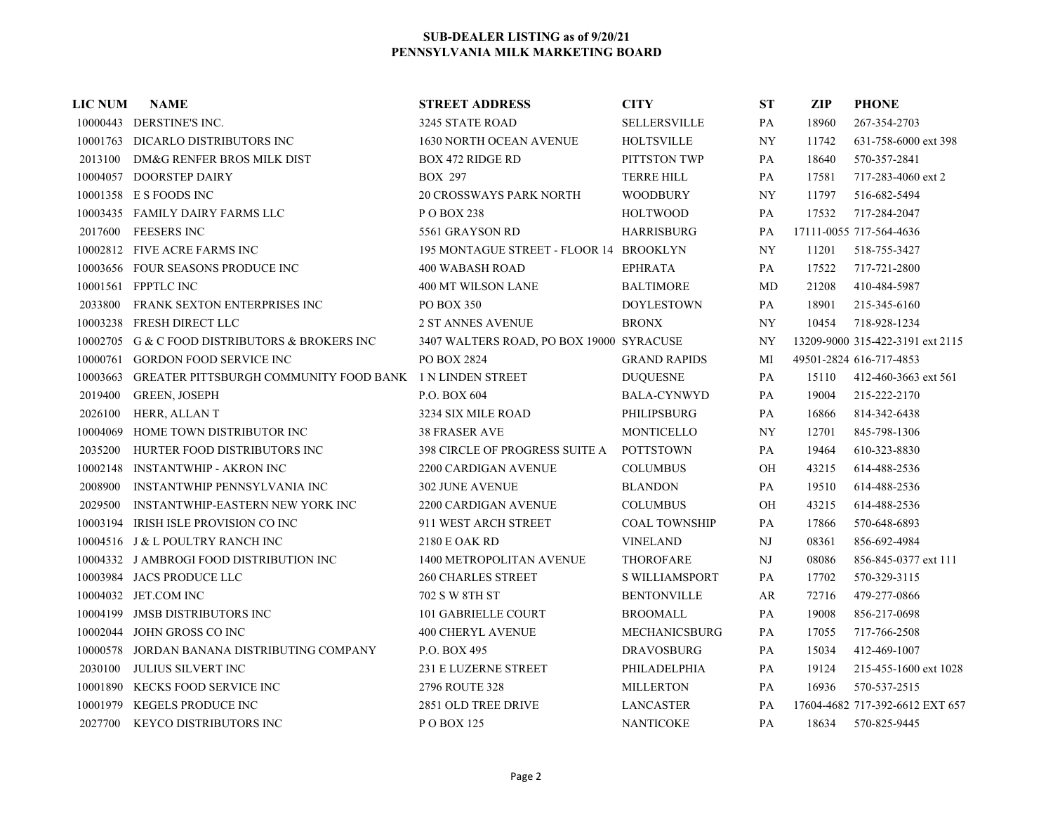**SUB-DEALER LISTING as of 9/20/21**
**PENNSYLVANIA MILK MARKETING BOARD**

| LIC NUM | NAME | STREET ADDRESS | CITY | ST | ZIP | PHONE |
|---|---|---|---|---|---|---|
| 10000443 | DERSTINE'S INC. | 3245 STATE ROAD | SELLERSVILLE | PA | 18960 | 267-354-2703 |
| 10001763 | DICARLO DISTRIBUTORS INC | 1630 NORTH OCEAN AVENUE | HOLTSVILLE | NY | 11742 | 631-758-6000 ext 398 |
| 2013100 | DM&G RENFER BROS MILK DIST | BOX 472 RIDGE RD | PITTSTON TWP | PA | 18640 | 570-357-2841 |
| 10004057 | DOORSTEP DAIRY | BOX 297 | TERRE HILL | PA | 17581 | 717-283-4060 ext 2 |
| 10001358 | E S FOODS INC | 20 CROSSWAYS PARK NORTH | WOODBURY | NY | 11797 | 516-682-5494 |
| 10003435 | FAMILY DAIRY FARMS LLC | P O BOX 238 | HOLTWOOD | PA | 17532 | 717-284-2047 |
| 2017600 | FEESERS INC | 5561 GRAYSON RD | HARRISBURG | PA | 17111-0055 | 717-564-4636 |
| 10002812 | FIVE ACRE FARMS INC | 195 MONTAGUE STREET - FLOOR 14 | BROOKLYN | NY | 11201 | 518-755-3427 |
| 10003656 | FOUR SEASONS PRODUCE INC | 400 WABASH ROAD | EPHRATA | PA | 17522 | 717-721-2800 |
| 10001561 | FPPTLC INC | 400 MT WILSON LANE | BALTIMORE | MD | 21208 | 410-484-5987 |
| 2033800 | FRANK SEXTON ENTERPRISES INC | PO BOX 350 | DOYLESTOWN | PA | 18901 | 215-345-6160 |
| 10003238 | FRESH DIRECT LLC | 2 ST ANNES AVENUE | BRONX | NY | 10454 | 718-928-1234 |
| 10002705 | G & C FOOD DISTRIBUTORS & BROKERS INC | 3407 WALTERS ROAD, PO BOX 19000 | SYRACUSE | NY | 13209-9000 | 315-422-3191 ext 2115 |
| 10000761 | GORDON FOOD SERVICE INC | PO BOX 2824 | GRAND RAPIDS | MI | 49501-2824 | 616-717-4853 |
| 10003663 | GREATER PITTSBURGH COMMUNITY FOOD BANK | 1 N LINDEN STREET | DUQUESNE | PA | 15110 | 412-460-3663 ext 561 |
| 2019400 | GREEN, JOSEPH | P.O. BOX 604 | BALA-CYNWYD | PA | 19004 | 215-222-2170 |
| 2026100 | HERR, ALLAN T | 3234 SIX MILE ROAD | PHILIPSBURG | PA | 16866 | 814-342-6438 |
| 10004069 | HOME TOWN DISTRIBUTOR INC | 38 FRASER AVE | MONTICELLO | NY | 12701 | 845-798-1306 |
| 2035200 | HURTER FOOD DISTRIBUTORS INC | 398 CIRCLE OF PROGRESS SUITE A | POTTSTOWN | PA | 19464 | 610-323-8830 |
| 10002148 | INSTANTWHIP - AKRON INC | 2200 CARDIGAN AVENUE | COLUMBUS | OH | 43215 | 614-488-2536 |
| 2008900 | INSTANTWHIP PENNSYLVANIA INC | 302 JUNE AVENUE | BLANDON | PA | 19510 | 614-488-2536 |
| 2029500 | INSTANTWHIP-EASTERN NEW YORK INC | 2200 CARDIGAN AVENUE | COLUMBUS | OH | 43215 | 614-488-2536 |
| 10003194 | IRISH ISLE PROVISION CO INC | 911 WEST ARCH STREET | COAL TOWNSHIP | PA | 17866 | 570-648-6893 |
| 10004516 | J & L POULTRY RANCH INC | 2180 E OAK RD | VINELAND | NJ | 08361 | 856-692-4984 |
| 10004332 | J AMBROGI FOOD DISTRIBUTION INC | 1400 METROPOLITAN AVENUE | THOROFARE | NJ | 08086 | 856-845-0377 ext 111 |
| 10003984 | JACS PRODUCE LLC | 260 CHARLES STREET | S WILLIAMSPORT | PA | 17702 | 570-329-3115 |
| 10004032 | JET.COM INC | 702 S W 8TH ST | BENTONVILLE | AR | 72716 | 479-277-0866 |
| 10004199 | JMSB DISTRIBUTORS INC | 101 GABRIELLE COURT | BROOMALL | PA | 19008 | 856-217-0698 |
| 10002044 | JOHN GROSS CO INC | 400 CHERYL AVENUE | MECHANICSBURG | PA | 17055 | 717-766-2508 |
| 10000578 | JORDAN BANANA DISTRIBUTING COMPANY | P.O. BOX 495 | DRAVOSBURG | PA | 15034 | 412-469-1007 |
| 2030100 | JULIUS SILVERT INC | 231 E LUZERNE STREET | PHILADELPHIA | PA | 19124 | 215-455-1600 ext 1028 |
| 10001890 | KECKS FOOD SERVICE INC | 2796 ROUTE 328 | MILLERTON | PA | 16936 | 570-537-2515 |
| 10001979 | KEGELS PRODUCE INC | 2851 OLD TREE DRIVE | LANCASTER | PA | 17604-4682 | 717-392-6612 EXT 657 |
| 2027700 | KEYCO DISTRIBUTORS INC | P O BOX 125 | NANTICOKE | PA | 18634 | 570-825-9445 |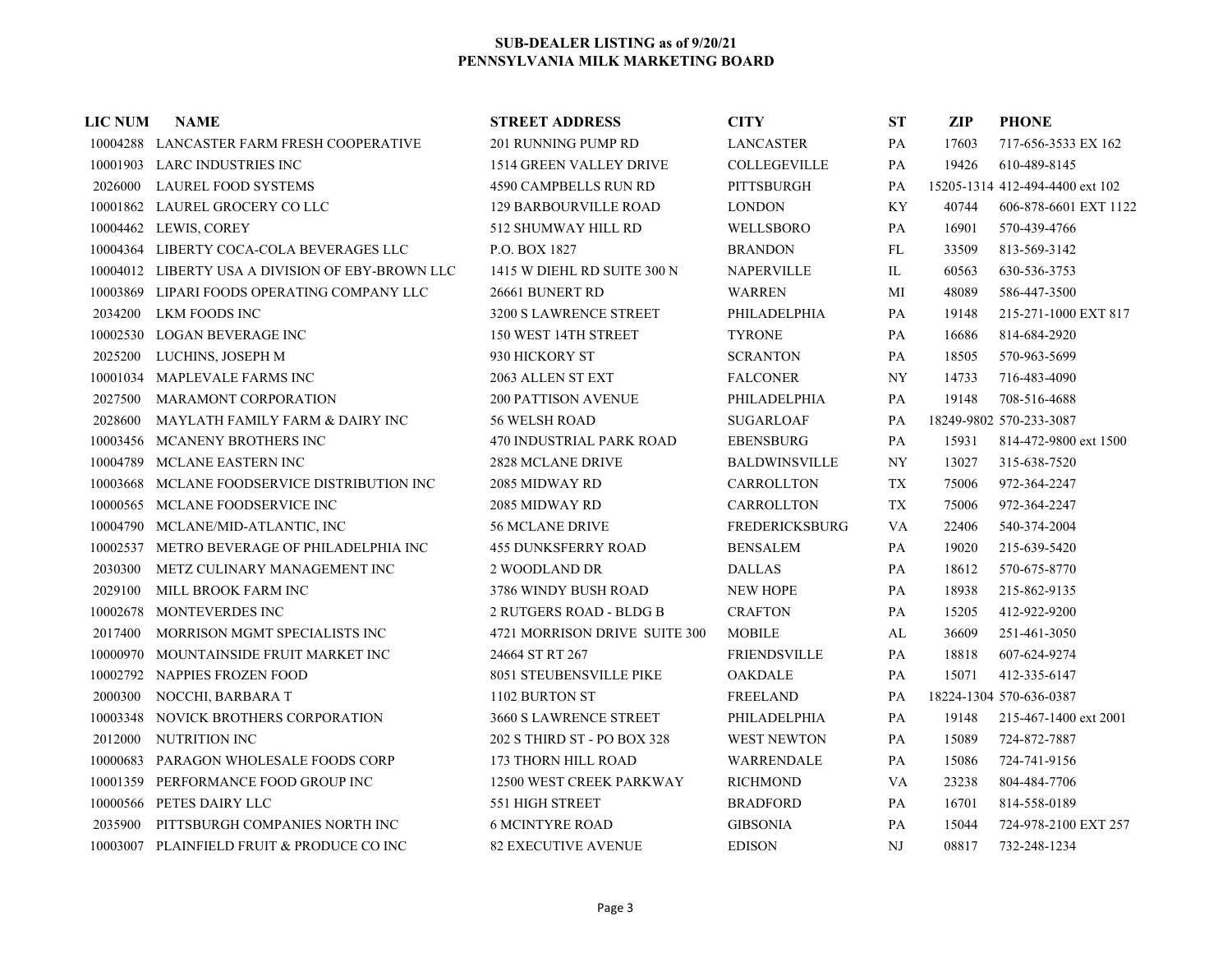**SUB-DEALER LISTING as of 9/20/21**
**PENNSYLVANIA MILK MARKETING BOARD**

| LIC NUM | NAME | STREET ADDRESS | CITY | ST | ZIP | PHONE |
|---|---|---|---|---|---|---|
| 10004288 | LANCASTER FARM FRESH COOPERATIVE | 201 RUNNING PUMP RD | LANCASTER | PA | 17603 | 717-656-3533 EX 162 |
| 10001903 | LARC INDUSTRIES INC | 1514 GREEN VALLEY DRIVE | COLLEGEVILLE | PA | 19426 | 610-489-8145 |
| 2026000 | LAUREL FOOD SYSTEMS | 4590 CAMPBELLS RUN RD | PITTSBURGH | PA | 15205-1314 | 412-494-4400 ext 102 |
| 10001862 | LAUREL GROCERY CO LLC | 129 BARBOURVILLE ROAD | LONDON | KY | 40744 | 606-878-6601 EXT 1122 |
| 10004462 | LEWIS, COREY | 512 SHUMWAY HILL RD | WELLSBORO | PA | 16901 | 570-439-4766 |
| 10004364 | LIBERTY COCA-COLA BEVERAGES LLC | P.O. BOX 1827 | BRANDON | FL | 33509 | 813-569-3142 |
| 10004012 | LIBERTY USA A DIVISION OF EBY-BROWN LLC | 1415 W DIEHL RD SUITE 300 N | NAPERVILLE | IL | 60563 | 630-536-3753 |
| 10003869 | LIPARI FOODS OPERATING COMPANY LLC | 26661 BUNERT RD | WARREN | MI | 48089 | 586-447-3500 |
| 2034200 | LKM FOODS INC | 3200 S LAWRENCE STREET | PHILADELPHIA | PA | 19148 | 215-271-1000 EXT 817 |
| 10002530 | LOGAN BEVERAGE INC | 150 WEST 14TH STREET | TYRONE | PA | 16686 | 814-684-2920 |
| 2025200 | LUCHINS, JOSEPH M | 930 HICKORY ST | SCRANTON | PA | 18505 | 570-963-5699 |
| 10001034 | MAPLEVALE FARMS INC | 2063 ALLEN ST EXT | FALCONER | NY | 14733 | 716-483-4090 |
| 2027500 | MARAMONT CORPORATION | 200 PATTISON AVENUE | PHILADELPHIA | PA | 19148 | 708-516-4688 |
| 2028600 | MAYLATH FAMILY FARM & DAIRY INC | 56 WELSH ROAD | SUGARLOAF | PA | 18249-9802 | 570-233-3087 |
| 10003456 | MCANENY BROTHERS INC | 470 INDUSTRIAL PARK ROAD | EBENSBURG | PA | 15931 | 814-472-9800 ext 1500 |
| 10004789 | MCLANE EASTERN INC | 2828 MCLANE DRIVE | BALDWINSVILLE | NY | 13027 | 315-638-7520 |
| 10003668 | MCLANE FOODSERVICE DISTRIBUTION INC | 2085 MIDWAY RD | CARROLLTON | TX | 75006 | 972-364-2247 |
| 10000565 | MCLANE FOODSERVICE INC | 2085 MIDWAY RD | CARROLLTON | TX | 75006 | 972-364-2247 |
| 10004790 | MCLANE/MID-ATLANTIC, INC | 56 MCLANE DRIVE | FREDERICKSBURG | VA | 22406 | 540-374-2004 |
| 10002537 | METRO BEVERAGE OF PHILADELPHIA INC | 455 DUNKSFERRY ROAD | BENSALEM | PA | 19020 | 215-639-5420 |
| 2030300 | METZ CULINARY MANAGEMENT INC | 2 WOODLAND DR | DALLAS | PA | 18612 | 570-675-8770 |
| 2029100 | MILL BROOK FARM INC | 3786 WINDY BUSH ROAD | NEW HOPE | PA | 18938 | 215-862-9135 |
| 10002678 | MONTEVERDES INC | 2 RUTGERS ROAD - BLDG B | CRAFTON | PA | 15205 | 412-922-9200 |
| 2017400 | MORRISON MGMT SPECIALISTS INC | 4721 MORRISON DRIVE SUITE 300 | MOBILE | AL | 36609 | 251-461-3050 |
| 10000970 | MOUNTAINSIDE FRUIT MARKET INC | 24664 ST RT 267 | FRIENDSVILLE | PA | 18818 | 607-624-9274 |
| 10002792 | NAPPIES FROZEN FOOD | 8051 STEUBENSVILLE PIKE | OAKDALE | PA | 15071 | 412-335-6147 |
| 2000300 | NOCCHI, BARBARA T | 1102 BURTON ST | FREELAND | PA | 18224-1304 | 570-636-0387 |
| 10003348 | NOVICK BROTHERS CORPORATION | 3660 S LAWRENCE STREET | PHILADELPHIA | PA | 19148 | 215-467-1400 ext 2001 |
| 2012000 | NUTRITION INC | 202 S THIRD ST - PO BOX 328 | WEST NEWTON | PA | 15089 | 724-872-7887 |
| 10000683 | PARAGON WHOLESALE FOODS CORP | 173 THORN HILL ROAD | WARRENDALE | PA | 15086 | 724-741-9156 |
| 10001359 | PERFORMANCE FOOD GROUP INC | 12500 WEST CREEK PARKWAY | RICHMOND | VA | 23238 | 804-484-7706 |
| 10000566 | PETES DAIRY LLC | 551 HIGH STREET | BRADFORD | PA | 16701 | 814-558-0189 |
| 2035900 | PITTSBURGH COMPANIES NORTH INC | 6 MCINTYRE ROAD | GIBSONIA | PA | 15044 | 724-978-2100 EXT 257 |
| 10003007 | PLAINFIELD FRUIT & PRODUCE CO INC | 82 EXECUTIVE AVENUE | EDISON | NJ | 08817 | 732-248-1234 |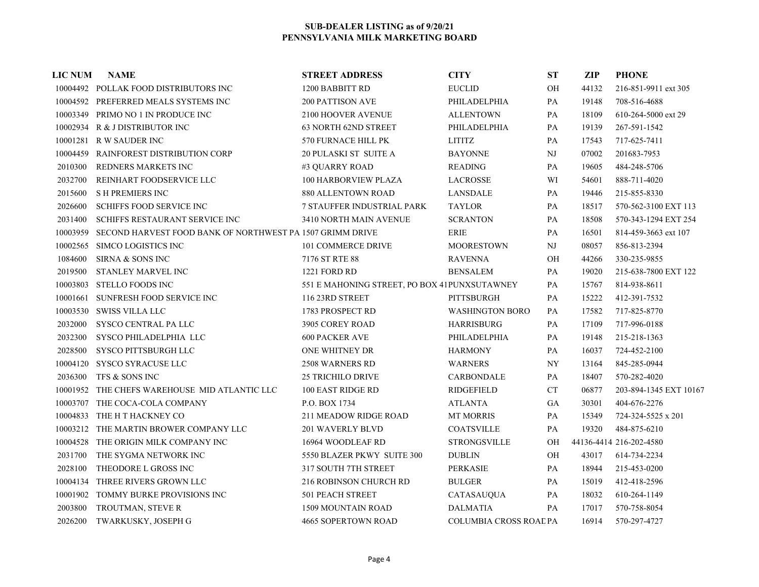**SUB-DEALER LISTING as of 9/20/21**
**PENNSYLVANIA MILK MARKETING BOARD**

| LIC NUM | NAME | STREET ADDRESS | CITY | ST | ZIP | PHONE |
|---|---|---|---|---|---|---|
| 10004492 | POLLAK FOOD DISTRIBUTORS INC | 1200 BABBITT RD | EUCLID | OH | 44132 | 216-851-9911 ext 305 |
| 10004592 | PREFERRED MEALS SYSTEMS INC | 200 PATTISON AVE | PHILADELPHIA | PA | 19148 | 708-516-4688 |
| 10003349 | PRIMO NO 1 IN PRODUCE INC | 2100 HOOVER AVENUE | ALLENTOWN | PA | 18109 | 610-264-5000 ext 29 |
| 10002934 | R & J DISTRIBUTOR INC | 63 NORTH 62ND STREET | PHILADELPHIA | PA | 19139 | 267-591-1542 |
| 10001281 | R W SAUDER INC | 570 FURNACE HILL PK | LITITZ | PA | 17543 | 717-625-7411 |
| 10004459 | RAINFOREST DISTRIBUTION CORP | 20 PULASKI ST SUITE A | BAYONNE | NJ | 07002 | 201683-7953 |
| 2010300 | REDNERS MARKETS INC | #3 QUARRY ROAD | READING | PA | 19605 | 484-248-5706 |
| 2032700 | REINHART FOODSERVICE LLC | 100 HARBORVIEW PLAZA | LACROSSE | WI | 54601 | 888-711-4020 |
| 2015600 | S H PREMIERS INC | 880 ALLENTOWN ROAD | LANSDALE | PA | 19446 | 215-855-8330 |
| 2026600 | SCHIFFS FOOD SERVICE INC | 7 STAUFFER INDUSTRIAL PARK | TAYLOR | PA | 18517 | 570-562-3100 EXT 113 |
| 2031400 | SCHIFFS RESTAURANT SERVICE INC | 3410 NORTH MAIN AVENUE | SCRANTON | PA | 18508 | 570-343-1294 EXT 254 |
| 10003959 | SECOND HARVEST FOOD BANK OF NORTHWEST PA | 1507 GRIMM DRIVE | ERIE | PA | 16501 | 814-459-3663 ext 107 |
| 10002565 | SIMCO LOGISTICS INC | 101 COMMERCE DRIVE | MOORESTOWN | NJ | 08057 | 856-813-2394 |
| 1084600 | SIRNA & SONS INC | 7176 ST RTE 88 | RAVENNA | OH | 44266 | 330-235-9855 |
| 2019500 | STANLEY MARVEL INC | 1221 FORD RD | BENSALEM | PA | 19020 | 215-638-7800 EXT 122 |
| 10003803 | STELLO FOODS INC | 551 E MAHONING STREET, PO BOX 41 | PUNXSUTAWNEY | PA | 15767 | 814-938-8611 |
| 10001661 | SUNFRESH FOOD SERVICE INC | 116 23RD STREET | PITTSBURGH | PA | 15222 | 412-391-7532 |
| 10003530 | SWISS VILLA LLC | 1783 PROSPECT RD | WASHINGTON BORO | PA | 17582 | 717-825-8770 |
| 2032000 | SYSCO CENTRAL PA LLC | 3905 COREY ROAD | HARRISBURG | PA | 17109 | 717-996-0188 |
| 2032300 | SYSCO PHILADELPHIA LLC | 600 PACKER AVE | PHILADELPHIA | PA | 19148 | 215-218-1363 |
| 2028500 | SYSCO PITTSBURGH LLC | ONE WHITNEY DR | HARMONY | PA | 16037 | 724-452-2100 |
| 10004120 | SYSCO SYRACUSE LLC | 2508 WARNERS RD | WARNERS | NY | 13164 | 845-285-0944 |
| 2036300 | TFS & SONS INC | 25 TRICHILO DRIVE | CARBONDALE | PA | 18407 | 570-282-4020 |
| 10001952 | THE CHEFS WAREHOUSE MID ATLANTIC LLC | 100 EAST RIDGE RD | RIDGEFIELD | CT | 06877 | 203-894-1345 EXT 10167 |
| 10003707 | THE COCA-COLA COMPANY | P.O. BOX 1734 | ATLANTA | GA | 30301 | 404-676-2276 |
| 10004833 | THE H T HACKNEY CO | 211 MEADOW RIDGE ROAD | MT MORRIS | PA | 15349 | 724-324-5525 x 201 |
| 10003212 | THE MARTIN BROWER COMPANY LLC | 201 WAVERLY BLVD | COATSVILLE | PA | 19320 | 484-875-6210 |
| 10004528 | THE ORIGIN MILK COMPANY INC | 16964 WOODLEAF RD | STRONGSVILLE | OH | 44136-4414 | 216-202-4580 |
| 2031700 | THE SYGMA NETWORK INC | 5550 BLAZER PKWY SUITE 300 | DUBLIN | OH | 43017 | 614-734-2234 |
| 2028100 | THEODORE L GROSS INC | 317 SOUTH 7TH STREET | PERKASIE | PA | 18944 | 215-453-0200 |
| 10004134 | THREE RIVERS GROWN LLC | 216 ROBINSON CHURCH RD | BULGER | PA | 15019 | 412-418-2596 |
| 10001902 | TOMMY BURKE PROVISIONS INC | 501 PEACH STREET | CATASAUQUA | PA | 18032 | 610-264-1149 |
| 2003800 | TROUTMAN, STEVE R | 1509 MOUNTAIN ROAD | DALMATIA | PA | 17017 | 570-758-8054 |
| 2026200 | TWARKUSKY, JOSEPH G | 4665 SOPERTOWN ROAD | COLUMBIA CROSS ROAD | PA | 16914 | 570-297-4727 |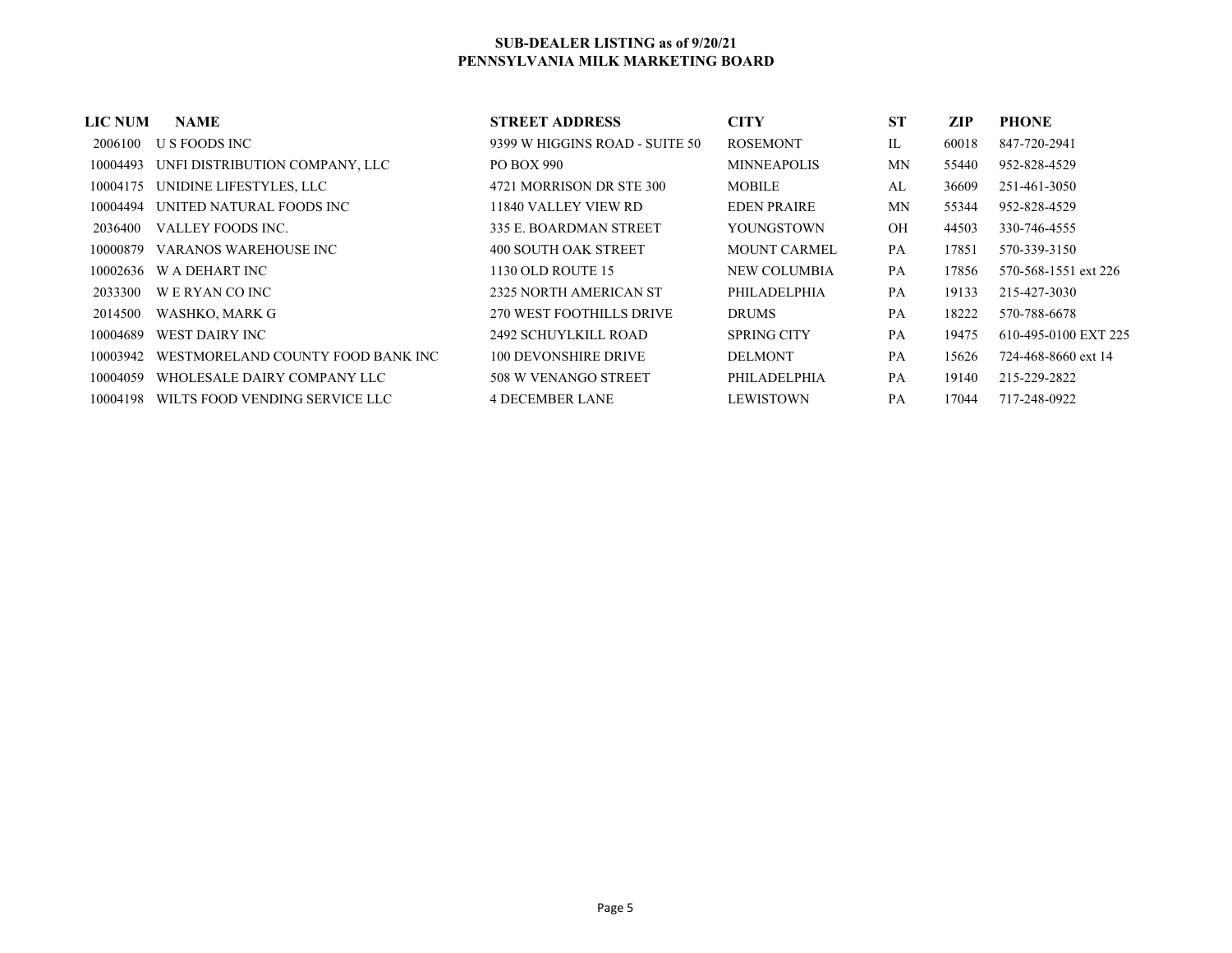**SUB-DEALER LISTING as of 9/20/21**
**PENNSYLVANIA MILK MARKETING BOARD**

| LIC NUM | NAME | STREET ADDRESS | CITY | ST | ZIP | PHONE |
|---|---|---|---|---|---|---|
| 2006100 | U S FOODS INC | 9399 W HIGGINS ROAD - SUITE 50 | ROSEMONT | IL | 60018 | 847-720-2941 |
| 10004493 | UNFI DISTRIBUTION COMPANY, LLC | PO BOX 990 | MINNEAPOLIS | MN | 55440 | 952-828-4529 |
| 10004175 | UNIDINE LIFESTYLES, LLC | 4721 MORRISON DR STE 300 | MOBILE | AL | 36609 | 251-461-3050 |
| 10004494 | UNITED NATURAL FOODS INC | 11840 VALLEY VIEW RD | EDEN PRAIRE | MN | 55344 | 952-828-4529 |
| 2036400 | VALLEY FOODS INC. | 335 E. BOARDMAN STREET | YOUNGSTOWN | OH | 44503 | 330-746-4555 |
| 10000879 | VARANOS WAREHOUSE INC | 400 SOUTH OAK STREET | MOUNT CARMEL | PA | 17851 | 570-339-3150 |
| 10002636 | W A DEHART INC | 1130 OLD ROUTE 15 | NEW COLUMBIA | PA | 17856 | 570-568-1551 ext 226 |
| 2033300 | W E RYAN CO INC | 2325 NORTH AMERICAN ST | PHILADELPHIA | PA | 19133 | 215-427-3030 |
| 2014500 | WASHKO, MARK G | 270 WEST FOOTHILLS DRIVE | DRUMS | PA | 18222 | 570-788-6678 |
| 10004689 | WEST DAIRY INC | 2492 SCHUYLKILL ROAD | SPRING CITY | PA | 19475 | 610-495-0100 EXT 225 |
| 10003942 | WESTMORELAND COUNTY FOOD BANK INC | 100 DEVONSHIRE DRIVE | DELMONT | PA | 15626 | 724-468-8660 ext 14 |
| 10004059 | WHOLESALE DAIRY COMPANY LLC | 508 W VENANGO STREET | PHILADELPHIA | PA | 19140 | 215-229-2822 |
| 10004198 | WILTS FOOD VENDING SERVICE LLC | 4 DECEMBER LANE | LEWISTOWN | PA | 17044 | 717-248-0922 |